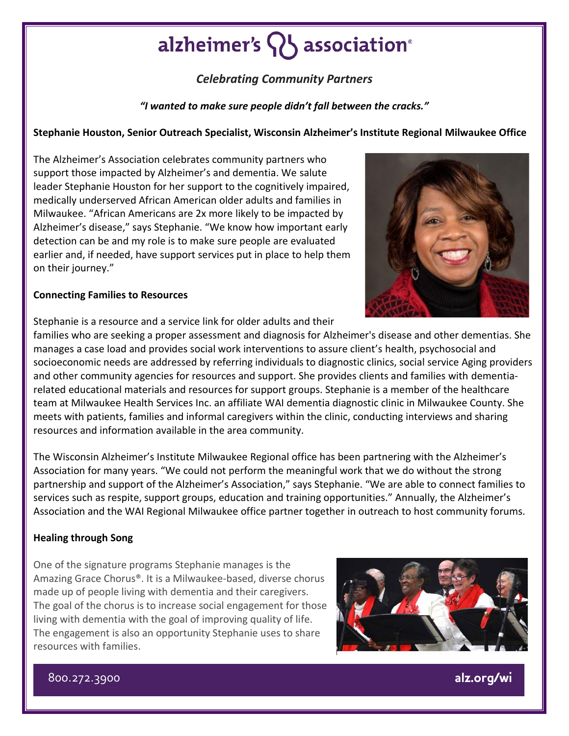# alzheimer's association®

***Celebrating Community Partners***

***"I wanted to make sure people didn't fall between the cracks."***

**Stephanie Houston, Senior Outreach Specialist, Wisconsin Alzheimer's Institute Regional Milwaukee Office**

The Alzheimer's Association celebrates community partners who support those impacted by Alzheimer's and dementia. We salute leader Stephanie Houston for her support to the cognitively impaired, medically underserved African American older adults and families in Milwaukee. "African Americans are 2x more likely to be impacted by Alzheimer's disease," says Stephanie. "We know how important early detection can be and my role is to make sure people are evaluated earlier and, if needed, have support services put in place to help them on their journey."

**Connecting Families to Resources**

Stephanie is a resource and a service link for older adults and their families who are seeking a proper assessment and diagnosis for Alzheimer's disease and other dementias. She manages a case load and provides social work interventions to assure client's health, psychosocial and socioeconomic needs are addressed by referring individuals to diagnostic clinics, social service Aging providers and other community agencies for resources and support. She provides clients and families with dementia-related educational materials and resources for support groups. Stephanie is a member of the healthcare team at Milwaukee Health Services Inc. an affiliate WAI dementia diagnostic clinic in Milwaukee County. She meets with patients, families and informal caregivers within the clinic, conducting interviews and sharing resources and information available in the area community.

The Wisconsin Alzheimer's Institute Milwaukee Regional office has been partnering with the Alzheimer's Association for many years. "We could not perform the meaningful work that we do without the strong partnership and support of the Alzheimer's Association," says Stephanie. "We are able to connect families to services such as respite, support groups, education and training opportunities." Annually, the Alzheimer's Association and the WAI Regional Milwaukee office partner together in outreach to host community forums.

**Healing through Song**

One of the signature programs Stephanie manages is the Amazing Grace Chorus®. It is a Milwaukee-based, diverse chorus made up of people living with dementia and their caregivers. The goal of the chorus is to increase social engagement for those living with dementia with the goal of improving quality of life. The engagement is also an opportunity Stephanie uses to share resources with families.

800.272.3900 alz.org/wi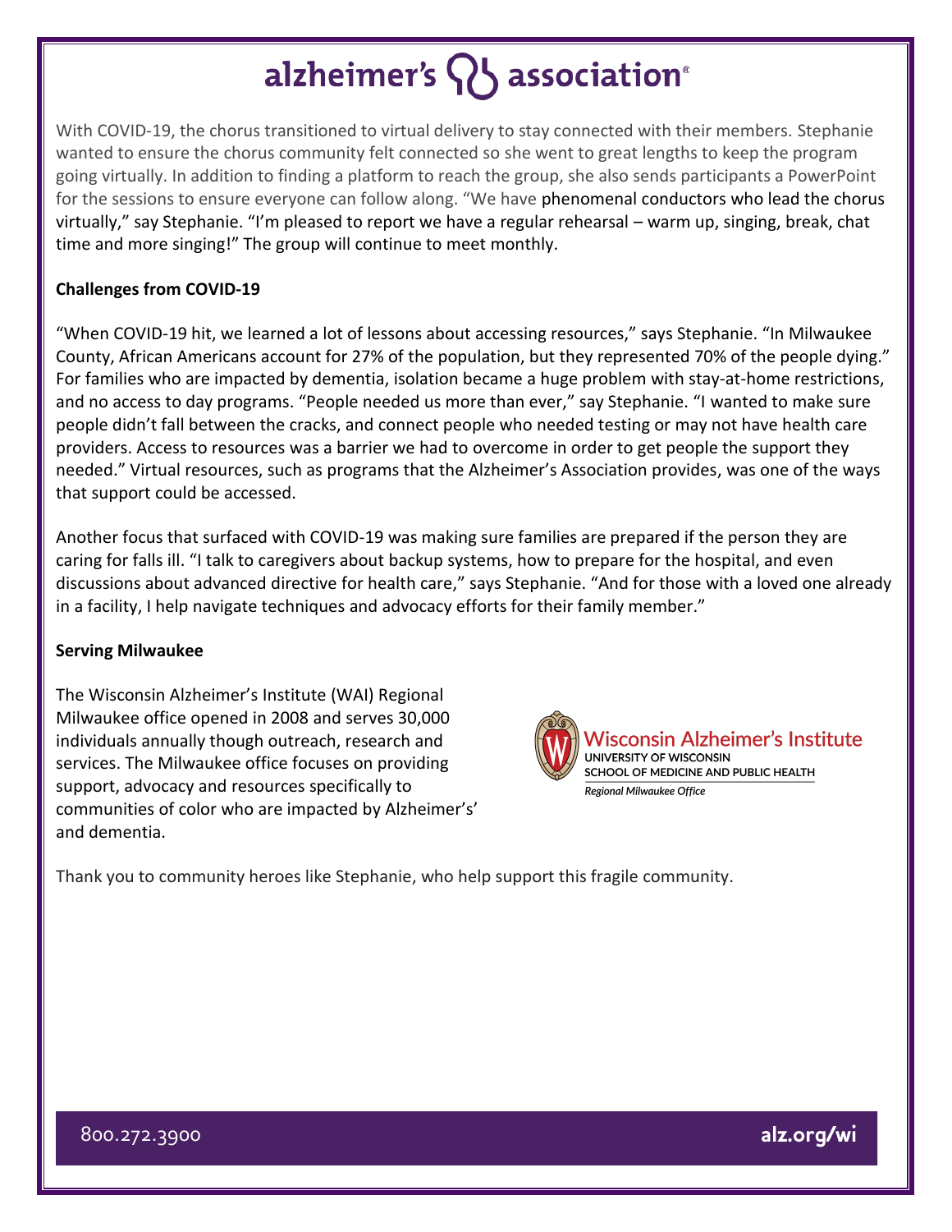With COVID-19, the chorus transitioned to virtual delivery to stay connected with their members. Stephanie wanted to ensure the chorus community felt connected so she went to great lengths to keep the program going virtually. In addition to finding a platform to reach the group, she also sends participants a PowerPoint for the sessions to ensure everyone can follow along. "We have phenomenal conductors who lead the chorus virtually," say Stephanie. "I'm pleased to report we have a regular rehearsal – warm up, singing, break, chat time and more singing!" The group will continue to meet monthly.

**Challenges from COVID-19**

"When COVID-19 hit, we learned a lot of lessons about accessing resources," says Stephanie. "In Milwaukee County, African Americans account for 27% of the population, but they represented 70% of the people dying." For families who are impacted by dementia, isolation became a huge problem with stay-at-home restrictions, and no access to day programs. "People needed us more than ever," say Stephanie. "I wanted to make sure people didn't fall between the cracks, and connect people who needed testing or may not have health care providers. Access to resources was a barrier we had to overcome in order to get people the support they needed." Virtual resources, such as programs that the Alzheimer's Association provides, was one of the ways that support could be accessed.

Another focus that surfaced with COVID-19 was making sure families are prepared if the person they are caring for falls ill. "I talk to caregivers about backup systems, how to prepare for the hospital, and even discussions about advanced directive for health care," says Stephanie. "And for those with a loved one already in a facility, I help navigate techniques and advocacy efforts for their family member."

**Serving Milwaukee**

The Wisconsin Alzheimer's Institute (WAI) Regional Milwaukee office opened in 2008 and serves 30,000 individuals annually though outreach, research and services. The Milwaukee office focuses on providing support, advocacy and resources specifically to communities of color who are impacted by Alzheimer's' and dementia.

Wisconsin Alzheimer's Institute
UNIVERSITY OF WISCONSIN
SCHOOL OF MEDICINE AND PUBLIC HEALTH
*Regional Milwaukee Office*

Thank you to community heroes like Stephanie, who help support this fragile community.

800.272.3900 alz.org/wi